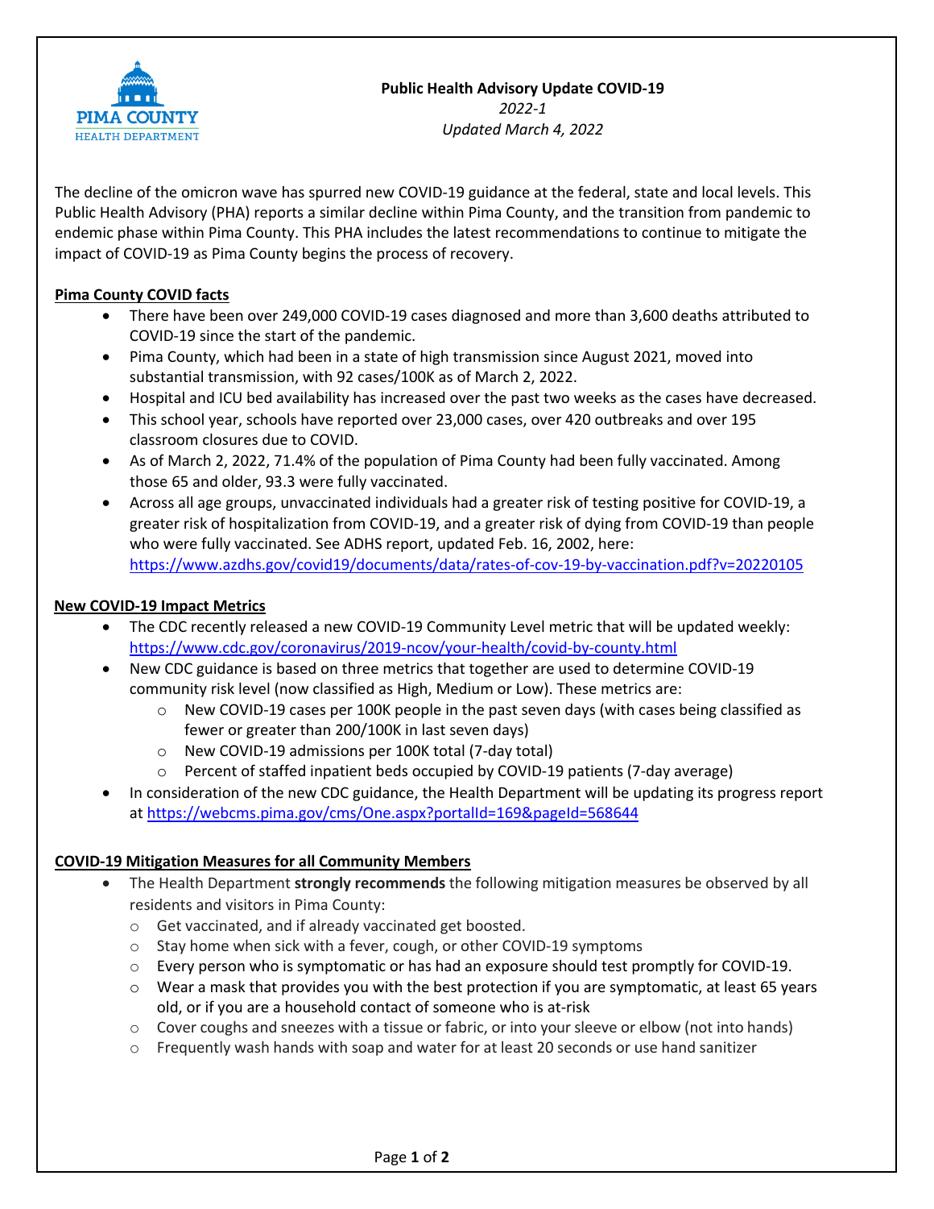PIMA COUNTY
HEALTH DEPARTMENT

**Public Health Advisory Update COVID-19**
*2022-1*
*Updated March 4, 2022*

The decline of the omicron wave has spurred new COVID-19 guidance at the federal, state and local levels. This Public Health Advisory (PHA) reports a similar decline within Pima County, and the transition from pandemic to endemic phase within Pima County. This PHA includes the latest recommendations to continue to mitigate the impact of COVID-19 as Pima County begins the process of recovery.

## Pima County COVID facts

- There have been over 249,000 COVID-19 cases diagnosed and more than 3,600 deaths attributed to COVID-19 since the start of the pandemic.
- Pima County, which had been in a state of high transmission since August 2021, moved into substantial transmission, with 92 cases/100K as of March 2, 2022.
- Hospital and ICU bed availability has increased over the past two weeks as the cases have decreased.
- This school year, schools have reported over 23,000 cases, over 420 outbreaks and over 195 classroom closures due to COVID.
- As of March 2, 2022, 71.4% of the population of Pima County had been fully vaccinated. Among those 65 and older, 93.3 were fully vaccinated.
- Across all age groups, unvaccinated individuals had a greater risk of testing positive for COVID-19, a greater risk of hospitalization from COVID-19, and a greater risk of dying from COVID-19 than people who were fully vaccinated. See ADHS report, updated Feb. 16, 2002, here: https://www.azdhs.gov/covid19/documents/data/rates-of-cov-19-by-vaccination.pdf?v=20220105

## New COVID-19 Impact Metrics

- The CDC recently released a new COVID-19 Community Level metric that will be updated weekly: https://www.cdc.gov/coronavirus/2019-ncov/your-health/covid-by-county.html
- New CDC guidance is based on three metrics that together are used to determine COVID-19 community risk level (now classified as High, Medium or Low). These metrics are:
  - New COVID-19 cases per 100K people in the past seven days (with cases being classified as fewer or greater than 200/100K in last seven days)
  - New COVID-19 admissions per 100K total (7-day total)
  - Percent of staffed inpatient beds occupied by COVID-19 patients (7-day average)
- In consideration of the new CDC guidance, the Health Department will be updating its progress report at https://webcms.pima.gov/cms/One.aspx?portalId=169&pageId=568644

## COVID-19 Mitigation Measures for all Community Members

- The Health Department **strongly recommends** the following mitigation measures be observed by all residents and visitors in Pima County:
  - Get vaccinated, and if already vaccinated get boosted.
  - Stay home when sick with a fever, cough, or other COVID-19 symptoms
  - Every person who is symptomatic or has had an exposure should test promptly for COVID-19.
  - Wear a mask that provides you with the best protection if you are symptomatic, at least 65 years old, or if you are a household contact of someone who is at-risk
  - Cover coughs and sneezes with a tissue or fabric, or into your sleeve or elbow (not into hands)
  - Frequently wash hands with soap and water for at least 20 seconds or use hand sanitizer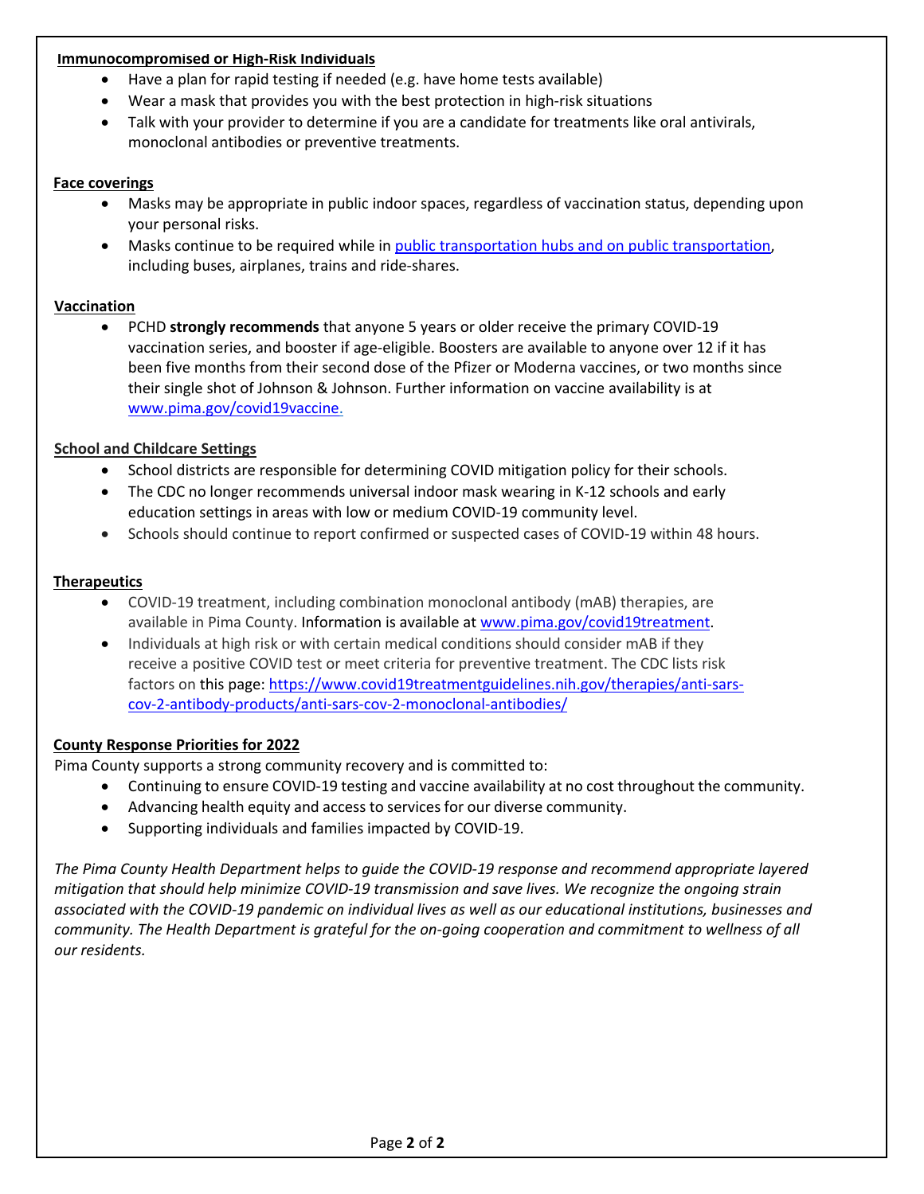**Immunocompromised or High-Risk Individuals**

- Have a plan for rapid testing if needed (e.g. have home tests available)
- Wear a mask that provides you with the best protection in high-risk situations
- Talk with your provider to determine if you are a candidate for treatments like oral antivirals, monoclonal antibodies or preventive treatments.

**Face coverings**

- Masks may be appropriate in public indoor spaces, regardless of vaccination status, depending upon your personal risks.
- Masks continue to be required while in public transportation hubs and on public transportation, including buses, airplanes, trains and ride-shares.

**Vaccination**

- PCHD **strongly recommends** that anyone 5 years or older receive the primary COVID-19 vaccination series, and booster if age-eligible. Boosters are available to anyone over 12 if it has been five months from their second dose of the Pfizer or Moderna vaccines, or two months since their single shot of Johnson & Johnson. Further information on vaccine availability is at www.pima.gov/covid19vaccine.

**School and Childcare Settings**

- School districts are responsible for determining COVID mitigation policy for their schools.
- The CDC no longer recommends universal indoor mask wearing in K-12 schools and early education settings in areas with low or medium COVID-19 community level.
- Schools should continue to report confirmed or suspected cases of COVID-19 within 48 hours.

**Therapeutics**

- COVID-19 treatment, including combination monoclonal antibody (mAB) therapies, are available in Pima County. Information is available at www.pima.gov/covid19treatment.
- Individuals at high risk or with certain medical conditions should consider mAB if they receive a positive COVID test or meet criteria for preventive treatment. The CDC lists risk factors on this page: https://www.covid19treatmentguidelines.nih.gov/therapies/anti-sars-cov-2-antibody-products/anti-sars-cov-2-monoclonal-antibodies/

**County Response Priorities for 2022**

Pima County supports a strong community recovery and is committed to:

- Continuing to ensure COVID-19 testing and vaccine availability at no cost throughout the community.
- Advancing health equity and access to services for our diverse community.
- Supporting individuals and families impacted by COVID-19.

*The Pima County Health Department helps to guide the COVID-19 response and recommend appropriate layered mitigation that should help minimize COVID-19 transmission and save lives. We recognize the ongoing strain associated with the COVID-19 pandemic on individual lives as well as our educational institutions, businesses and community. The Health Department is grateful for the on-going cooperation and commitment to wellness of all our residents.*